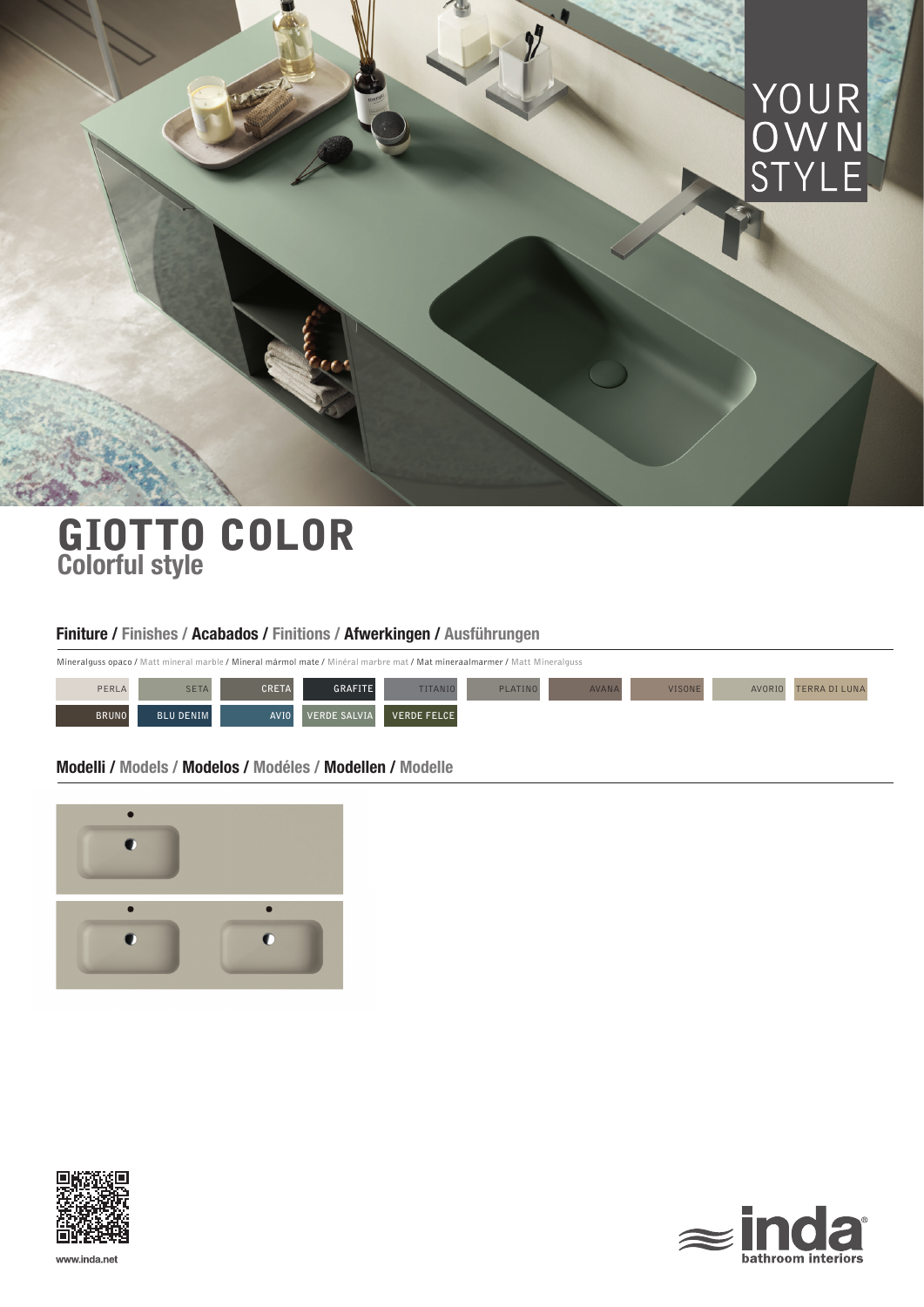YOUR OWN STYLE

# GIOTTO COLOR
## Colorful style

### Finiture / Finishes / Acabados / Finitions / Afwerkingen / Ausführungen

Mineralguss opaco / Matt mineral marble / Mineral mármol mate / Minéral marbre mat / Mat mineraalmarmer / Matt Mineralguss

PERLA, SETA, CRETA, GRAFITE, TITANIO, PLATINO, AVANA, VISONE, AVORIO, TERRA DI LUNA

BRUNO, BLU DENIM, AVIO, VERDE SALVIA, VERDE FELCE

### Modelli / Models / Modelos / Modéles / Modellen / Modelle

www.inda.net

inda® bathroom interiors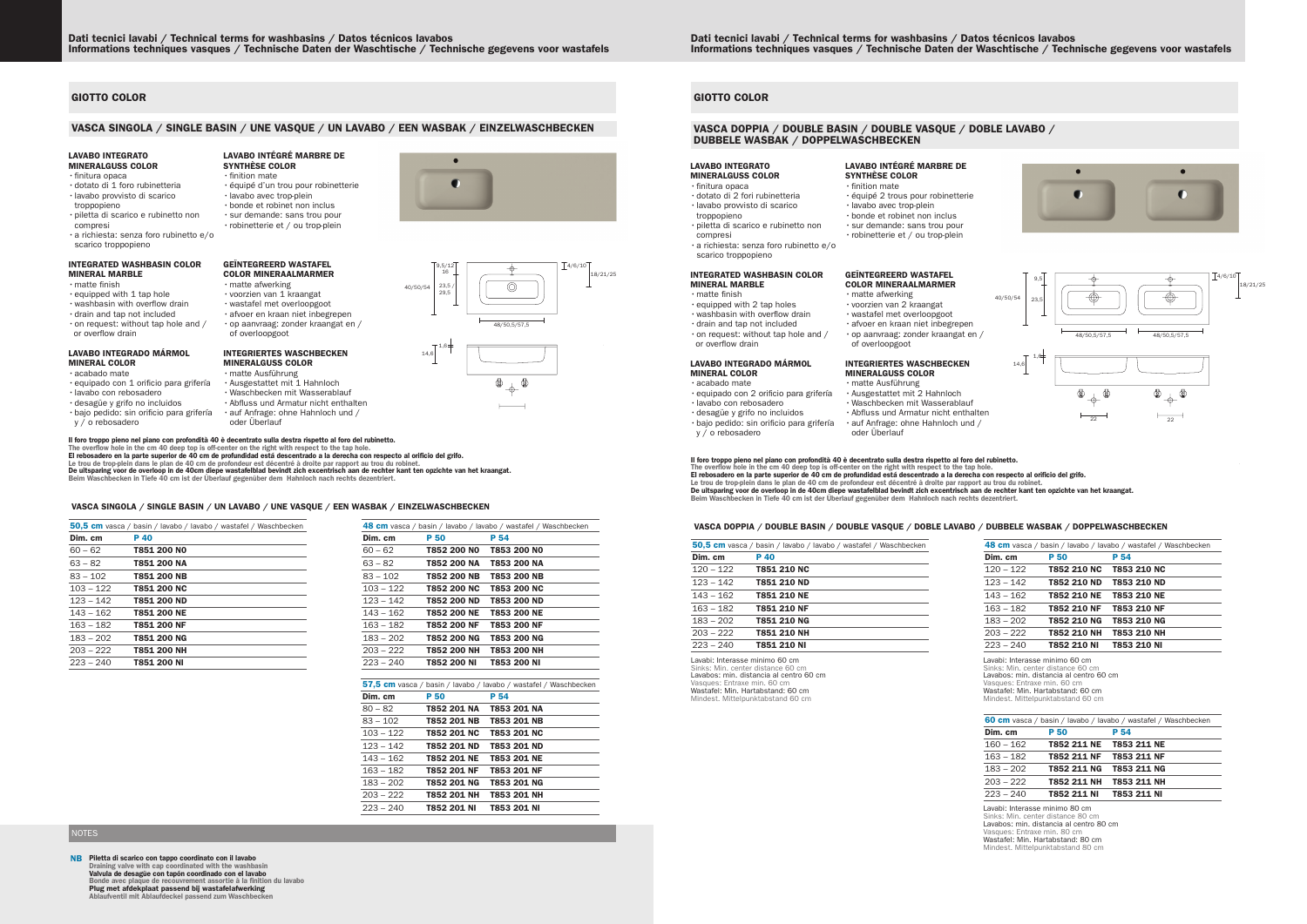## GIOTTO COLOR

### VASCA SINGOLA / SINGLE BASIN / UNE VASQUE / UN LAVABO / EEN WASBAK / EINZELWASCHBECKEN

**LAVABO INTEGRATO MINERALGUSS COLOR**
- finitura opaca
- dotato di 1 foro rubinetteria
- lavabo provvisto di scarico troppopieno
- piletta di scarico e rubinetto non compresi
- a richiesta: senza foro rubinetto e/o scarico troppopieno

**INTEGRATED WASHBASIN COLOR MINERAL MARBLE**
- matte finish
- equipped with 1 tap hole
- washbasin with overflow drain
- drain and tap not included
- on request: without tap hole and / or overflow drain

**LAVABO INTEGRADO MÁRMOL MINERAL COLOR**
- acabado mate
- equipado con 1 orificio para grifería
- lavabo con rebosadero
- desagüe y grifo no incluidos
- bajo pedido: sin orificio para grifería y / o rebosadero

**LAVABO INTÉGRÉ MARBRE DE SYNTHÈSE COLOR**
- finition mate
- équipé d'un trou pour robinetterie
- lavabo avec trop-plein
- bonde et robinet non inclus
- sur demande: sans trou pour robinetterie et / ou trop-plein

**GEÏNTEGREERD WASTAFEL COLOR MINERAALMARMER**
- matte afwerking
- voorzien van 1 kraangat
- wastafel met overloopgoot
- afvoer en kraan niet inbegrepen
- op aanvraag: zonder kraangat en / of overloopgoot

**INTEGRIERTES WASCHBECKEN MINERALGUSS COLOR**
- matte Ausführung
- Ausgestattet mit 1 Hahnloch
- Waschbecken mit Wasserablauf
- Abfluss und Armatur nicht enthalten
- auf Anfrage: ohne Hahnloch und / oder Überlauf

9,5/12
16
40/50/54
23,5 / 29,5
4/6/10
18/21/25
48/50,5/57,5
1,6
14,6

**Il foro troppo pieno nel piano con profondità 40 è decentrato sulla destra rispetto al foro del rubinetto.**
**The overflow hole in the cm 40 deep top is off-center on the right with respect to the tap hole.**
**El rebosadero en la parte superior de 40 cm de profundidad está descentrado a la derecha con respecto al orificio del grifo.**
**Le trou de trop-plein dans le plan de 40 cm de profondeur est décentré à droite par rapport au trou du robinet.**
**De uitsparing voor de overloop in de 40cm diepe wastafelblad bevindt zich excentrisch aan de rechter kant ten opzichte van het kraangat.**
**Beim Waschbecken in Tiefe 40 cm ist der Überlauf gegenüber dem Hahnloch nach rechts dezentriert.**

#### VASCA SINGOLA / SINGLE BASIN / UN LAVABO / UNE VASQUE / EEN WASBAK / EINZELWASCHBECKEN

**50,5 cm** vasca / basin / lavabo / lavabo / wastafel / Waschbecken

| Dim. cm | P 40 |
|---|---|
| 60 – 62 | T851 200 N0 |
| 63 – 82 | T851 200 NA |
| 83 – 102 | T851 200 NB |
| 103 – 122 | T851 200 NC |
| 123 – 142 | T851 200 ND |
| 143 – 162 | T851 200 NE |
| 163 – 182 | T851 200 NF |
| 183 – 202 | T851 200 NG |
| 203 – 222 | T851 200 NH |
| 223 – 240 | T851 200 NI |

**48 cm** vasca / basin / lavabo / lavabo / wastafel / Waschbecken

| Dim. cm | P 50 | P 54 |
|---|---|---|
| 60 – 62 | T852 200 N0 | T853 200 N0 |
| 63 – 82 | T852 200 NA | T853 200 NA |
| 83 – 102 | T852 200 NB | T853 200 NB |
| 103 – 122 | T852 200 NC | T853 200 NC |
| 123 – 142 | T852 200 ND | T853 200 ND |
| 143 – 162 | T852 200 NE | T853 200 NE |
| 163 – 182 | T852 200 NF | T853 200 NF |
| 183 – 202 | T852 200 NG | T853 200 NG |
| 203 – 222 | T852 200 NH | T853 200 NH |
| 223 – 240 | T852 200 NI | T853 200 NI |

**57,5 cm** vasca / basin / lavabo / lavabo / wastafel / Waschbecken

| Dim. cm | P 50 | P 54 |
|---|---|---|
| 80 – 82 | T852 201 NA | T853 201 NA |
| 83 – 102 | T852 201 NB | T853 201 NB |
| 103 – 122 | T852 201 NC | T853 201 NC |
| 123 – 142 | T852 201 ND | T853 201 ND |
| 143 – 162 | T852 201 NE | T853 201 NE |
| 163 – 182 | T852 201 NF | T853 201 NF |
| 183 – 202 | T852 201 NG | T853 201 NG |
| 203 – 222 | T852 201 NH | T853 201 NH |
| 223 – 240 | T852 201 NI | T853 201 NI |

NOTES

**NB** **Piletta di scarico con tappo coordinato con il lavabo**
Draining valve with cap coordinated with the washbasin
**Válvula de desagüe con tapón coordinado con el lavabo**
Bonde avec plaque de recouvrement assortie à la finition du lavabo
**Plug met afdekplaat passend bij wastafelafwerking**
Ablaufventil mit Ablaufdeckel passend zum Waschbecken

## GIOTTO COLOR

### VASCA DOPPIA / DOUBLE BASIN / DOUBLE VASQUE / DOBLE LAVABO / DUBBELE WASBAK / DOPPELWASCHBECKEN

**LAVABO INTEGRATO MINERALGUSS COLOR**
- finitura opaca
- dotato di 2 fori rubinetteria
- lavabo provvisto di scarico troppopieno
- piletta di scarico e rubinetto non compresi
- a richiesta: senza foro rubinetto e/o scarico troppopieno

**INTEGRATED WASHBASIN COLOR MINERAL MARBLE**
- matte finish
- equipped with 2 tap holes
- washbasin with overflow drain
- drain and tap not included
- on request: without tap hole and / or overflow drain

**LAVABO INTEGRADO MÁRMOL MINERAL COLOR**
- acabado mate
- equipado con 2 orificio para grifería
- lavabo con rebosadero
- desagüe y grifo no incluidos
- bajo pedido: sin orificio para grifería y / o rebosadero

**LAVABO INTÉGRÉ MARBRE DE SYNTHÈSE COLOR**
- finition mate
- équipé 2 trous pour robinetterie
- lavabo avec trop-plein
- bonde et robinet non inclus
- sur demande: sans trou pour robinetterie et / ou trop-plein

**GEÏNTEGREERD WASTAFEL COLOR MINERAALMARMER**
- matte afwerking
- voorzien van 2 kraangat
- wastafel met overloopgoot
- afvoer en kraan niet inbegrepen
- op aanvraag: zonder kraangat en / of overloopgoot

**INTEGRIERTES WASCHBECKEN MINERALGUSS COLOR**
- matte Ausführung
- Ausgestattet mit 2 Hahnloch
- Waschbecken mit Wasserablauf
- Abfluss und Armatur nicht enthalten
- auf Anfrage: ohne Hahnloch und / oder Überlauf

9,5
40/50/54
23,5
4/6/10
18/21/25
48/50,5/57,5
48/50,5/57,5
1,6
14,6
22
22

**Il foro troppo pieno nel piano con profondità 40 è decentrato sulla destra rispetto al foro del rubinetto.**
**The overflow hole in the cm 40 deep top is off-center on the right with respect to the tap hole.**
**El rebosadero en la parte superior de 40 cm de profundidad está descentrado a la derecha con respecto al orificio del grifo.**
**Le trou de trop-plein dans le plan de 40 cm de profondeur est décentré à droite par rapport au trou du robinet.**
**De uitsparing voor de overloop in de 40cm diepe wastafelblad bevindt zich excentrisch aan de rechter kant ten opzichte van het kraangat.**
**Beim Waschbecken in Tiefe 40 cm ist der Überlauf gegenüber dem Hahnloch nach rechts dezentriert.**

#### VASCA DOPPIA / DOUBLE BASIN / DOUBLE VASQUE / DOBLE LAVABO / DUBBELE WASBAK / DOPPELWASCHBECKEN

**50,5 cm** vasca / basin / lavabo / lavabo / wastafel / Waschbecken

| Dim. cm | P 40 |
|---|---|
| 120 – 122 | T851 210 NC |
| 123 – 142 | T851 210 ND |
| 143 – 162 | T851 210 NE |
| 163 – 182 | T851 210 NF |
| 183 – 202 | T851 210 NG |
| 203 – 222 | T851 210 NH |
| 223 – 240 | T851 210 NI |

Lavabi: Interasse minimo 60 cm
Sinks: Min. center distance 60 cm
Lavabos: min. distancia al centro 60 cm
Vasques: Entraxe min. 60 cm
Wastafel: Min. Hartafstand: 60 cm
Mindest. Mittelpunktabstand 60 cm

**48 cm** vasca / basin / lavabo / lavabo / wastafel / Waschbecken

| Dim. cm | P 50 | P 54 |
|---|---|---|
| 120 – 122 | T852 210 NC | T853 210 NC |
| 123 – 142 | T852 210 ND | T853 210 ND |
| 143 – 162 | T852 210 NE | T853 210 NE |
| 163 – 182 | T852 210 NF | T853 210 NF |
| 183 – 202 | T852 210 NG | T853 210 NG |
| 203 – 222 | T852 210 NH | T853 210 NH |
| 223 – 240 | T852 210 NI | T853 210 NI |

Lavabi: Interasse minimo 60 cm
Sinks: Min. center distance 60 cm
Lavabos: min. distancia al centro 60 cm
Vasques: Entraxe min. 60 cm
Wastafel: Min. Hartafstand: 60 cm
Mindest. Mittelpunktabstand 60 cm

**60 cm** vasca / basin / lavabo / lavabo / wastafel / Waschbecken

| Dim. cm | P 50 | P 54 |
|---|---|---|
| 160 – 162 | T852 211 NE | T853 211 NE |
| 163 – 182 | T852 211 NF | T853 211 NF |
| 183 – 202 | T852 211 NG | T853 211 NG |
| 203 – 222 | T852 211 NH | T853 211 NH |
| 223 – 240 | T852 211 NI | T853 211 NI |

Lavabi: Interasse minimo 80 cm
Sinks: Min. center distance 80 cm
Lavabos: min. distancia al centro 80 cm
Vasques: Entraxe min. 80 cm
Wastafel: Min. Hartafstand: 80 cm
Mindest. Mittelpunktabstand 80 cm